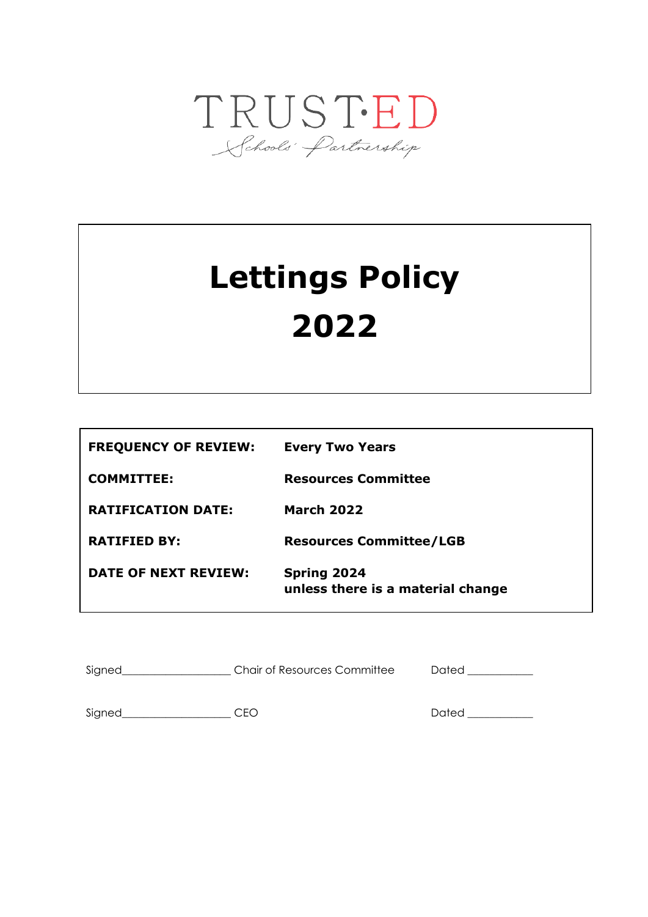TRUST·ED

Schools' Partnership

# Lettings Policy 2022

| | |
|---|---|
| **FREQUENCY OF REVIEW:** | **Every Two Years** |
| **COMMITTEE:** | **Resources Committee** |
| **RATIFICATION DATE:** | **March 2022** |
| **RATIFIED BY:** | **Resources Committee/LGB** |
| **DATE OF NEXT REVIEW:** | **Spring 2024 unless there is a material change** |

Signed___________________ Chair of Resources Committee Dated ___________

Signed___________________ CEO Dated ___________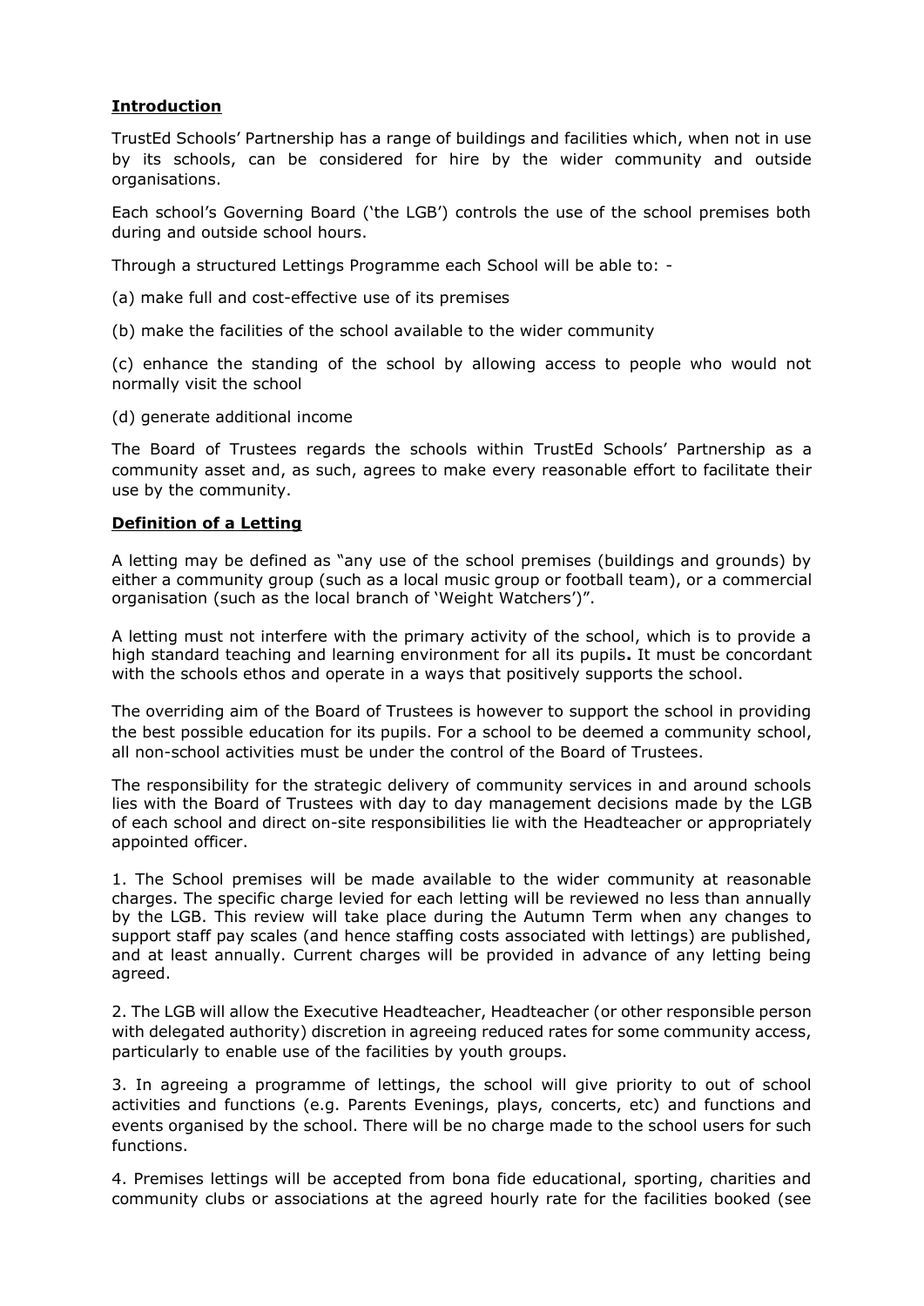## Introduction

TrustEd Schools' Partnership has a range of buildings and facilities which, when not in use by its schools, can be considered for hire by the wider community and outside organisations.

Each school's Governing Board ('the LGB') controls the use of the school premises both during and outside school hours.

Through a structured Lettings Programme each School will be able to: -

(a) make full and cost-effective use of its premises

(b) make the facilities of the school available to the wider community

(c) enhance the standing of the school by allowing access to people who would not normally visit the school

(d) generate additional income

The Board of Trustees regards the schools within TrustEd Schools' Partnership as a community asset and, as such, agrees to make every reasonable effort to facilitate their use by the community.

## Definition of a Letting

A letting may be defined as "any use of the school premises (buildings and grounds) by either a community group (such as a local music group or football team), or a commercial organisation (such as the local branch of 'Weight Watchers')".

A letting must not interfere with the primary activity of the school, which is to provide a high standard teaching and learning environment for all its pupils**.** It must be concordant with the schools ethos and operate in a ways that positively supports the school.

The overriding aim of the Board of Trustees is however to support the school in providing the best possible education for its pupils. For a school to be deemed a community school, all non-school activities must be under the control of the Board of Trustees.

The responsibility for the strategic delivery of community services in and around schools lies with the Board of Trustees with day to day management decisions made by the LGB of each school and direct on-site responsibilities lie with the Headteacher or appropriately appointed officer.

1. The School premises will be made available to the wider community at reasonable charges. The specific charge levied for each letting will be reviewed no less than annually by the LGB. This review will take place during the Autumn Term when any changes to support staff pay scales (and hence staffing costs associated with lettings) are published, and at least annually. Current charges will be provided in advance of any letting being agreed.

2. The LGB will allow the Executive Headteacher, Headteacher (or other responsible person with delegated authority) discretion in agreeing reduced rates for some community access, particularly to enable use of the facilities by youth groups.

3. In agreeing a programme of lettings, the school will give priority to out of school activities and functions (e.g. Parents Evenings, plays, concerts, etc) and functions and events organised by the school. There will be no charge made to the school users for such functions.

4. Premises lettings will be accepted from bona fide educational, sporting, charities and community clubs or associations at the agreed hourly rate for the facilities booked (see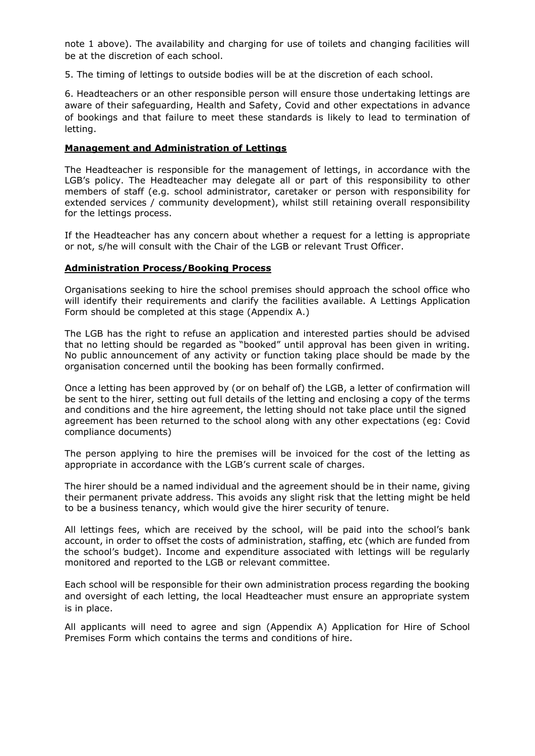note 1 above). The availability and charging for use of toilets and changing facilities will be at the discretion of each school.

5. The timing of lettings to outside bodies will be at the discretion of each school.

6. Headteachers or an other responsible person will ensure those undertaking lettings are aware of their safeguarding, Health and Safety, Covid and other expectations in advance of bookings and that failure to meet these standards is likely to lead to termination of letting.

**Management and Administration of Lettings**

The Headteacher is responsible for the management of lettings, in accordance with the LGB's policy. The Headteacher may delegate all or part of this responsibility to other members of staff (e.g. school administrator, caretaker or person with responsibility for extended services / community development), whilst still retaining overall responsibility for the lettings process.

If the Headteacher has any concern about whether a request for a letting is appropriate or not, s/he will consult with the Chair of the LGB or relevant Trust Officer.

**Administration Process/Booking Process**

Organisations seeking to hire the school premises should approach the school office who will identify their requirements and clarify the facilities available. A Lettings Application Form should be completed at this stage (Appendix A.)

The LGB has the right to refuse an application and interested parties should be advised that no letting should be regarded as "booked" until approval has been given in writing. No public announcement of any activity or function taking place should be made by the organisation concerned until the booking has been formally confirmed.

Once a letting has been approved by (or on behalf of) the LGB, a letter of confirmation will be sent to the hirer, setting out full details of the letting and enclosing a copy of the terms and conditions and the hire agreement, the letting should not take place until the signed agreement has been returned to the school along with any other expectations (eg: Covid compliance documents)

The person applying to hire the premises will be invoiced for the cost of the letting as appropriate in accordance with the LGB's current scale of charges.

The hirer should be a named individual and the agreement should be in their name, giving their permanent private address. This avoids any slight risk that the letting might be held to be a business tenancy, which would give the hirer security of tenure.

All lettings fees, which are received by the school, will be paid into the school's bank account, in order to offset the costs of administration, staffing, etc (which are funded from the school's budget). Income and expenditure associated with lettings will be regularly monitored and reported to the LGB or relevant committee.

Each school will be responsible for their own administration process regarding the booking and oversight of each letting, the local Headteacher must ensure an appropriate system is in place.

All applicants will need to agree and sign (Appendix A) Application for Hire of School Premises Form which contains the terms and conditions of hire.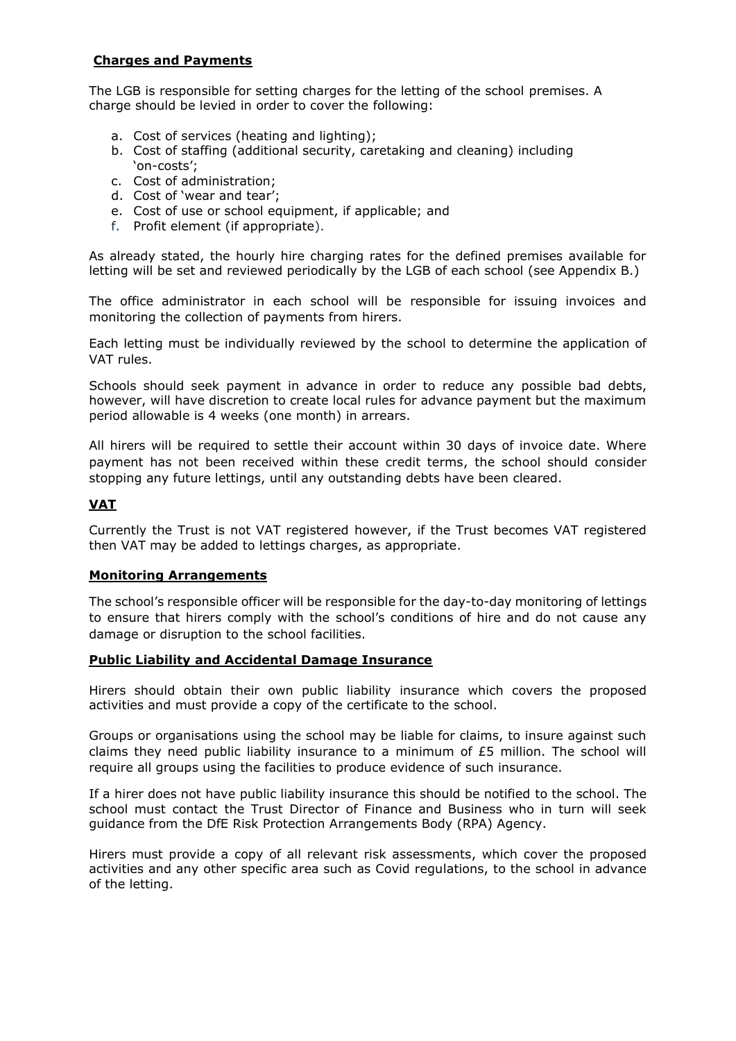**Charges and Payments**

The LGB is responsible for setting charges for the letting of the school premises. A charge should be levied in order to cover the following:

a. Cost of services (heating and lighting);
b. Cost of staffing (additional security, caretaking and cleaning) including 'on-costs';
c. Cost of administration;
d. Cost of 'wear and tear';
e. Cost of use or school equipment, if applicable; and
f. Profit element (if appropriate).

As already stated, the hourly hire charging rates for the defined premises available for letting will be set and reviewed periodically by the LGB of each school (see Appendix B.)

The office administrator in each school will be responsible for issuing invoices and monitoring the collection of payments from hirers.

Each letting must be individually reviewed by the school to determine the application of VAT rules.

Schools should seek payment in advance in order to reduce any possible bad debts, however, will have discretion to create local rules for advance payment but the maximum period allowable is 4 weeks (one month) in arrears.

All hirers will be required to settle their account within 30 days of invoice date. Where payment has not been received within these credit terms, the school should consider stopping any future lettings, until any outstanding debts have been cleared.

**VAT**

Currently the Trust is not VAT registered however, if the Trust becomes VAT registered then VAT may be added to lettings charges, as appropriate.

**Monitoring Arrangements**

The school's responsible officer will be responsible for the day-to-day monitoring of lettings to ensure that hirers comply with the school's conditions of hire and do not cause any damage or disruption to the school facilities.

**Public Liability and Accidental Damage Insurance**

Hirers should obtain their own public liability insurance which covers the proposed activities and must provide a copy of the certificate to the school.

Groups or organisations using the school may be liable for claims, to insure against such claims they need public liability insurance to a minimum of £5 million. The school will require all groups using the facilities to produce evidence of such insurance.

If a hirer does not have public liability insurance this should be notified to the school. The school must contact the Trust Director of Finance and Business who in turn will seek guidance from the DfE Risk Protection Arrangements Body (RPA) Agency.

Hirers must provide a copy of all relevant risk assessments, which cover the proposed activities and any other specific area such as Covid regulations, to the school in advance of the letting.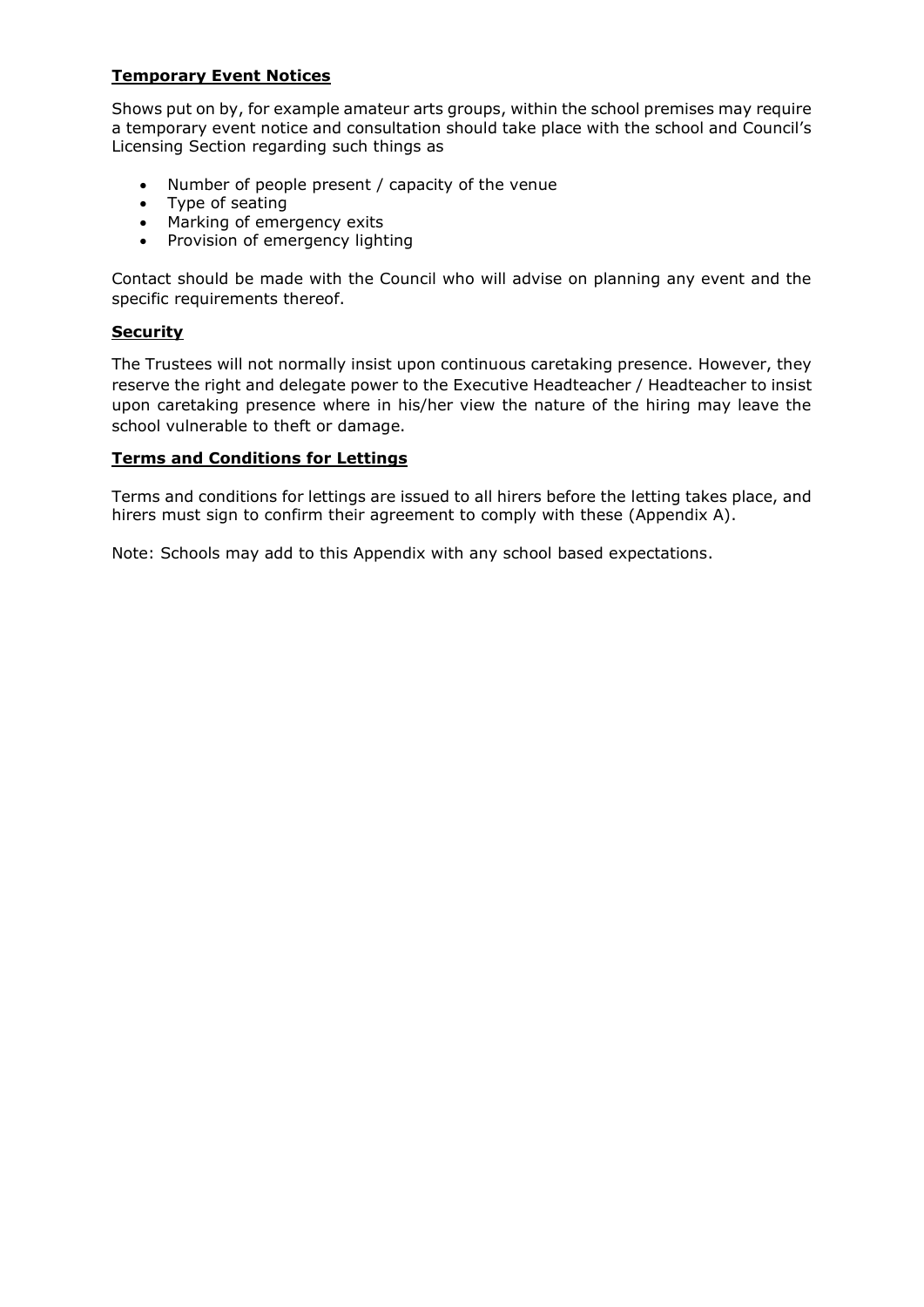**Temporary Event Notices**

Shows put on by, for example amateur arts groups, within the school premises may require a temporary event notice and consultation should take place with the school and Council's Licensing Section regarding such things as

- Number of people present / capacity of the venue
- Type of seating
- Marking of emergency exits
- Provision of emergency lighting

Contact should be made with the Council who will advise on planning any event and the specific requirements thereof.

**Security**

The Trustees will not normally insist upon continuous caretaking presence. However, they reserve the right and delegate power to the Executive Headteacher / Headteacher to insist upon caretaking presence where in his/her view the nature of the hiring may leave the school vulnerable to theft or damage.

**Terms and Conditions for Lettings**

Terms and conditions for lettings are issued to all hirers before the letting takes place, and hirers must sign to confirm their agreement to comply with these (Appendix A).

Note: Schools may add to this Appendix with any school based expectations.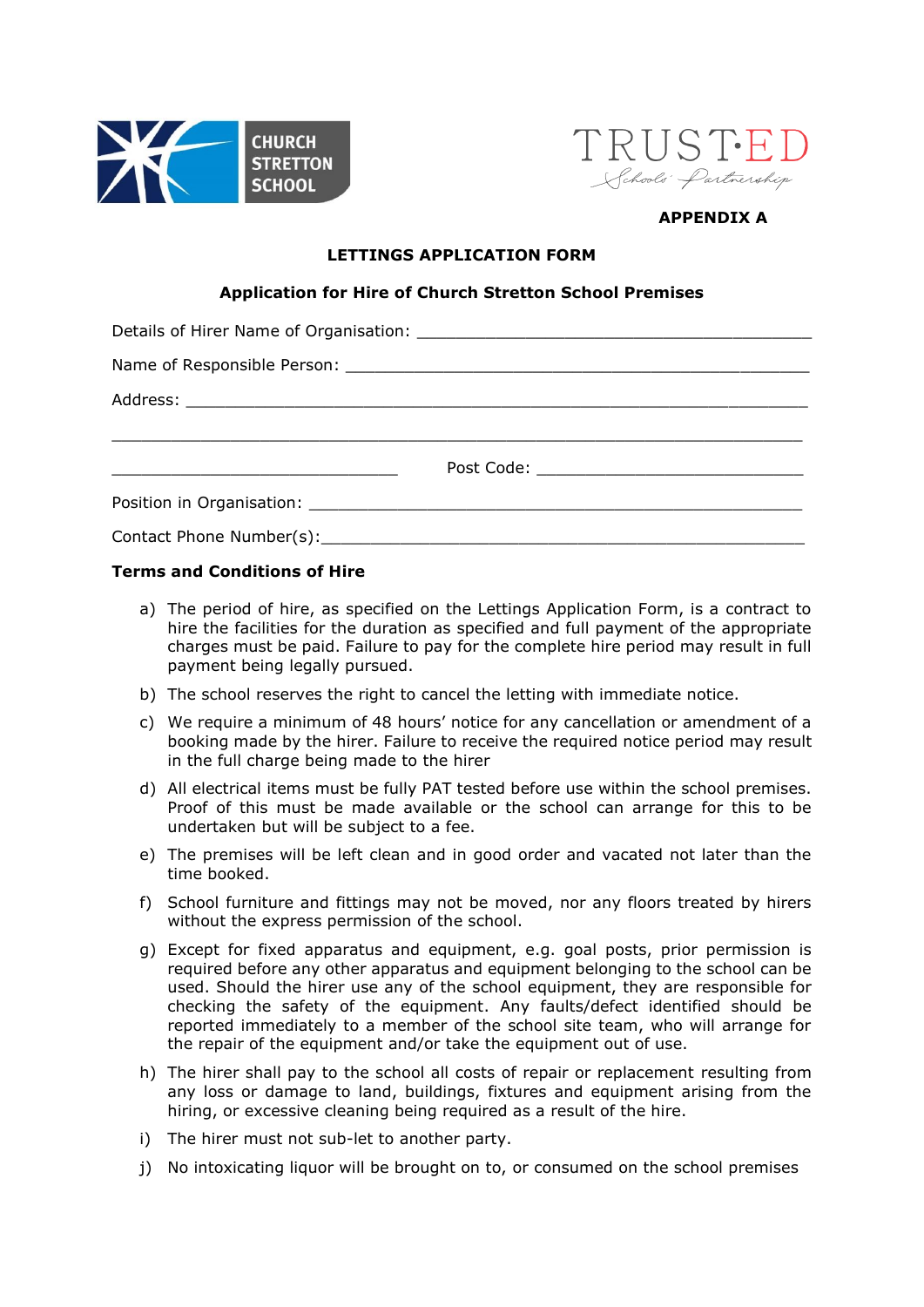**APPENDIX A**

**LETTINGS APPLICATION FORM**

**Application for Hire of Church Stretton School Premises**

Details of Hirer Name of Organisation: ________________________________________

Name of Responsible Person: ________________________________________________

Address: _______________________________________________________________

_______________________________________________________________________

______________________________ Post Code: ____________________________

Position in Organisation: ____________________________________________________

Contact Phone Number(s):___________________________________________________

**Terms and Conditions of Hire**

a) The period of hire, as specified on the Lettings Application Form, is a contract to hire the facilities for the duration as specified and full payment of the appropriate charges must be paid. Failure to pay for the complete hire period may result in full payment being legally pursued.

b) The school reserves the right to cancel the letting with immediate notice.

c) We require a minimum of 48 hours' notice for any cancellation or amendment of a booking made by the hirer. Failure to receive the required notice period may result in the full charge being made to the hirer

d) All electrical items must be fully PAT tested before use within the school premises. Proof of this must be made available or the school can arrange for this to be undertaken but will be subject to a fee.

e) The premises will be left clean and in good order and vacated not later than the time booked.

f) School furniture and fittings may not be moved, nor any floors treated by hirers without the express permission of the school.

g) Except for fixed apparatus and equipment, e.g. goal posts, prior permission is required before any other apparatus and equipment belonging to the school can be used. Should the hirer use any of the school equipment, they are responsible for checking the safety of the equipment. Any faults/defect identified should be reported immediately to a member of the school site team, who will arrange for the repair of the equipment and/or take the equipment out of use.

h) The hirer shall pay to the school all costs of repair or replacement resulting from any loss or damage to land, buildings, fixtures and equipment arising from the hiring, or excessive cleaning being required as a result of the hire.

i) The hirer must not sub-let to another party.

j) No intoxicating liquor will be brought on to, or consumed on the school premises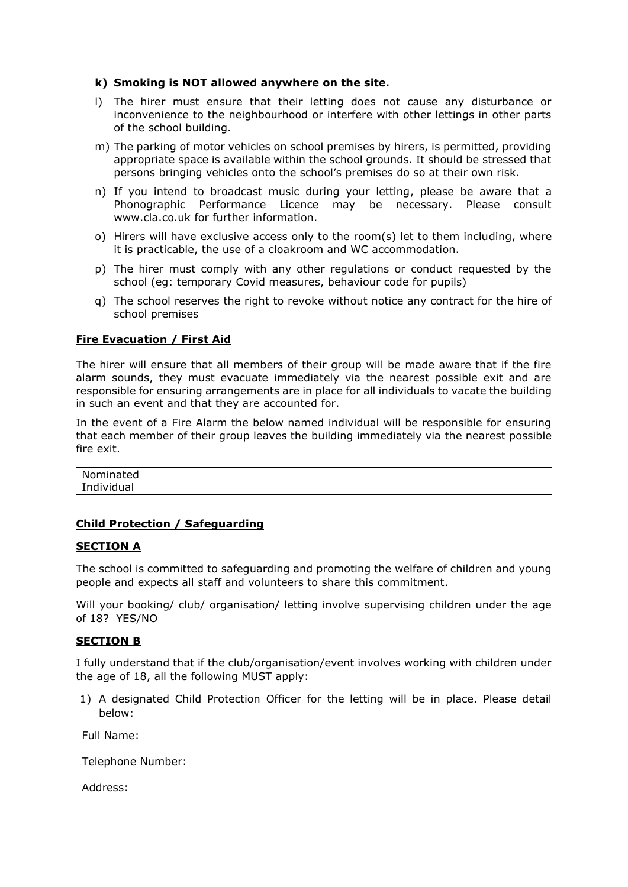k) **Smoking is NOT allowed anywhere on the site.**

l) The hirer must ensure that their letting does not cause any disturbance or inconvenience to the neighbourhood or interfere with other lettings in other parts of the school building.

m) The parking of motor vehicles on school premises by hirers, is permitted, providing appropriate space is available within the school grounds. It should be stressed that persons bringing vehicles onto the school's premises do so at their own risk.

n) If you intend to broadcast music during your letting, please be aware that a Phonographic Performance Licence may be necessary. Please consult www.cla.co.uk for further information.

o) Hirers will have exclusive access only to the room(s) let to them including, where it is practicable, the use of a cloakroom and WC accommodation.

p) The hirer must comply with any other regulations or conduct requested by the school (eg: temporary Covid measures, behaviour code for pupils)

q) The school reserves the right to revoke without notice any contract for the hire of school premises

## Fire Evacuation / First Aid

The hirer will ensure that all members of their group will be made aware that if the fire alarm sounds, they must evacuate immediately via the nearest possible exit and are responsible for ensuring arrangements are in place for all individuals to vacate the building in such an event and that they are accounted for.

In the event of a Fire Alarm the below named individual will be responsible for ensuring that each member of their group leaves the building immediately via the nearest possible fire exit.

| Nominated Individual | |
|---|---|

## Child Protection / Safeguarding

### SECTION A

The school is committed to safeguarding and promoting the welfare of children and young people and expects all staff and volunteers to share this commitment.

Will your booking/ club/ organisation/ letting involve supervising children under the age of 18? YES/NO

### SECTION B

I fully understand that if the club/organisation/event involves working with children under the age of 18, all the following MUST apply:

1) A designated Child Protection Officer for the letting will be in place. Please detail below:

| Full Name: |
|---|
| Telephone Number: |
| Address: |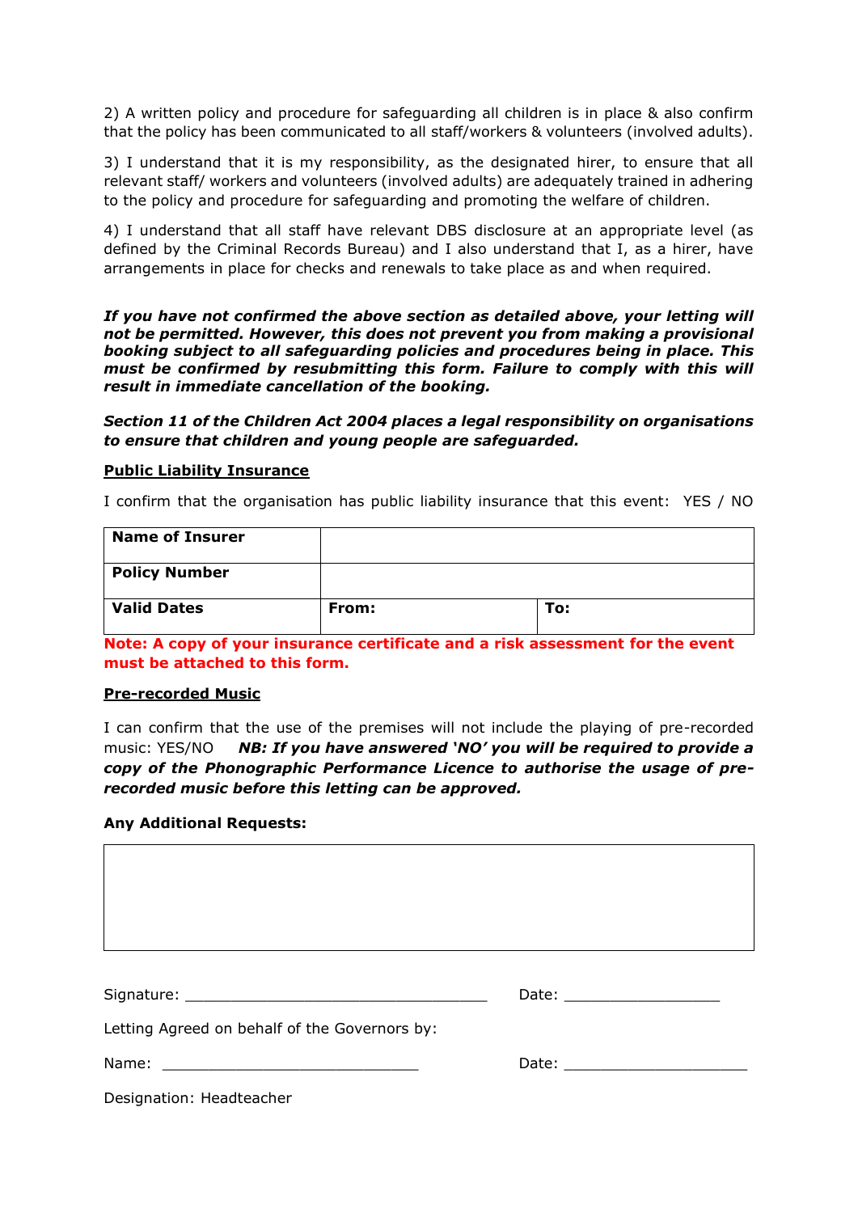2) A written policy and procedure for safeguarding all children is in place & also confirm that the policy has been communicated to all staff/workers & volunteers (involved adults).

3) I understand that it is my responsibility, as the designated hirer, to ensure that all relevant staff/ workers and volunteers (involved adults) are adequately trained in adhering to the policy and procedure for safeguarding and promoting the welfare of children.

4) I understand that all staff have relevant DBS disclosure at an appropriate level (as defined by the Criminal Records Bureau) and I also understand that I, as a hirer, have arrangements in place for checks and renewals to take place as and when required.

***If you have not confirmed the above section as detailed above, your letting will not be permitted. However, this does not prevent you from making a provisional booking subject to all safeguarding policies and procedures being in place. This must be confirmed by resubmitting this form. Failure to comply with this will result in immediate cancellation of the booking.***

***Section 11 of the Children Act 2004 places a legal responsibility on organisations to ensure that children and young people are safeguarded.***

**Public Liability Insurance**

I confirm that the organisation has public liability insurance that this event: YES / NO

| **Name of Insurer** | | |
|---|---|---|
| **Policy Number** | | |
| **Valid Dates** | **From:** | **To:** |

**Note: A copy of your insurance certificate and a risk assessment for the event must be attached to this form.**

**Pre-recorded Music**

I can confirm that the use of the premises will not include the playing of pre-recorded music: YES/NO ***NB: If you have answered 'NO' you will be required to provide a copy of the Phonographic Performance Licence to authorise the usage of pre-recorded music before this letting can be approved.***

**Any Additional Requests:**

| |
|---|
| |

Signature: ______________________________ Date: ________________

Letting Agreed on behalf of the Governors by:

Name: ___________________________ Date: ____________________

Designation: Headteacher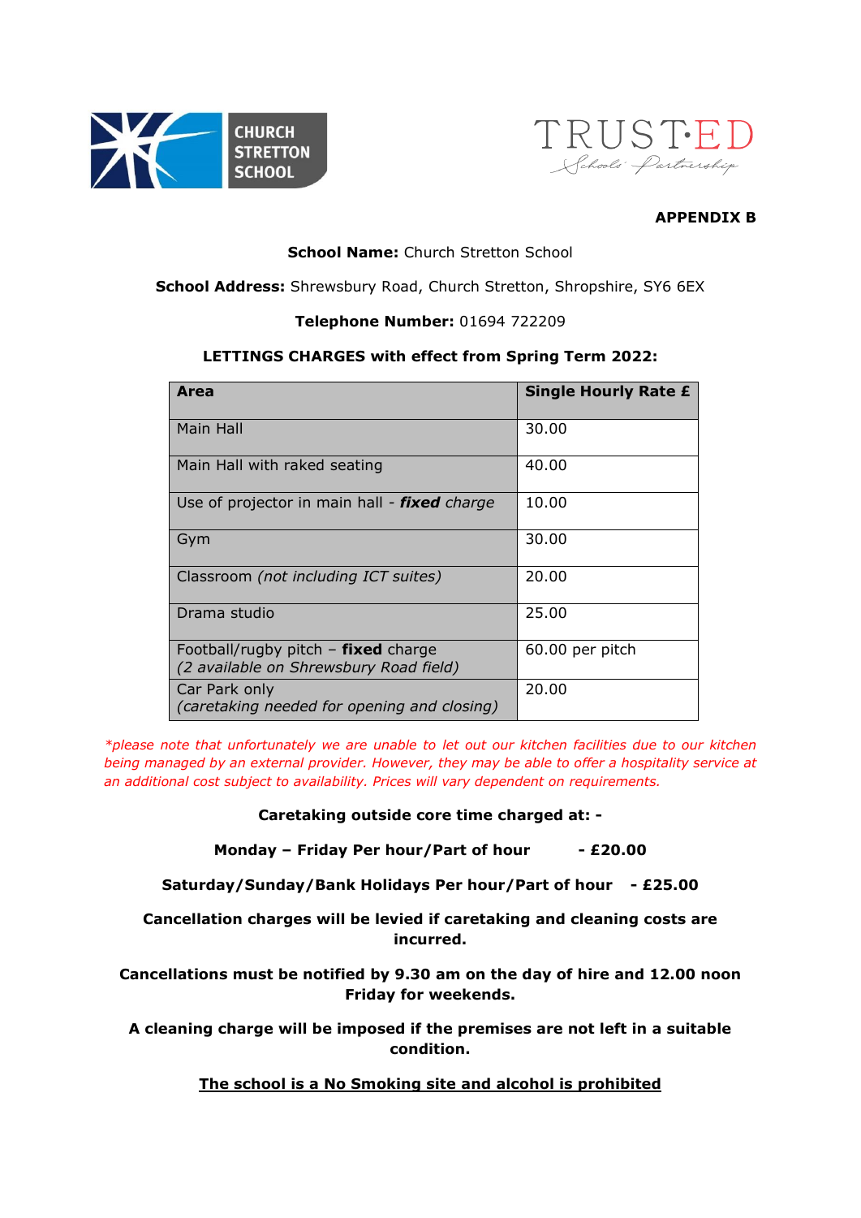**APPENDIX B**

**School Name:** Church Stretton School

**School Address:** Shrewsbury Road, Church Stretton, Shropshire, SY6 6EX

**Telephone Number:** 01694 722209

**LETTINGS CHARGES with effect from Spring Term 2022:**

| Area | Single Hourly Rate £ |
|---|---|
| Main Hall | 30.00 |
| Main Hall with raked seating | 40.00 |
| Use of projector in main hall - ***fixed*** *charge* | 10.00 |
| Gym | 30.00 |
| Classroom *(not including ICT suites)* | 20.00 |
| Drama studio | 25.00 |
| Football/rugby pitch – **fixed** charge *(2 available on Shrewsbury Road field)* | 60.00 per pitch |
| Car Park only *(caretaking needed for opening and closing)* | 20.00 |

*\*please note that unfortunately we are unable to let out our kitchen facilities due to our kitchen being managed by an external provider. However, they may be able to offer a hospitality service at an additional cost subject to availability. Prices will vary dependent on requirements.*

**Caretaking outside core time charged at: -**

**Monday – Friday Per hour/Part of hour - £20.00**

**Saturday/Sunday/Bank Holidays Per hour/Part of hour - £25.00**

**Cancellation charges will be levied if caretaking and cleaning costs are incurred.**

**Cancellations must be notified by 9.30 am on the day of hire and 12.00 noon Friday for weekends.**

**A cleaning charge will be imposed if the premises are not left in a suitable condition.**

**The school is a No Smoking site and alcohol is prohibited**